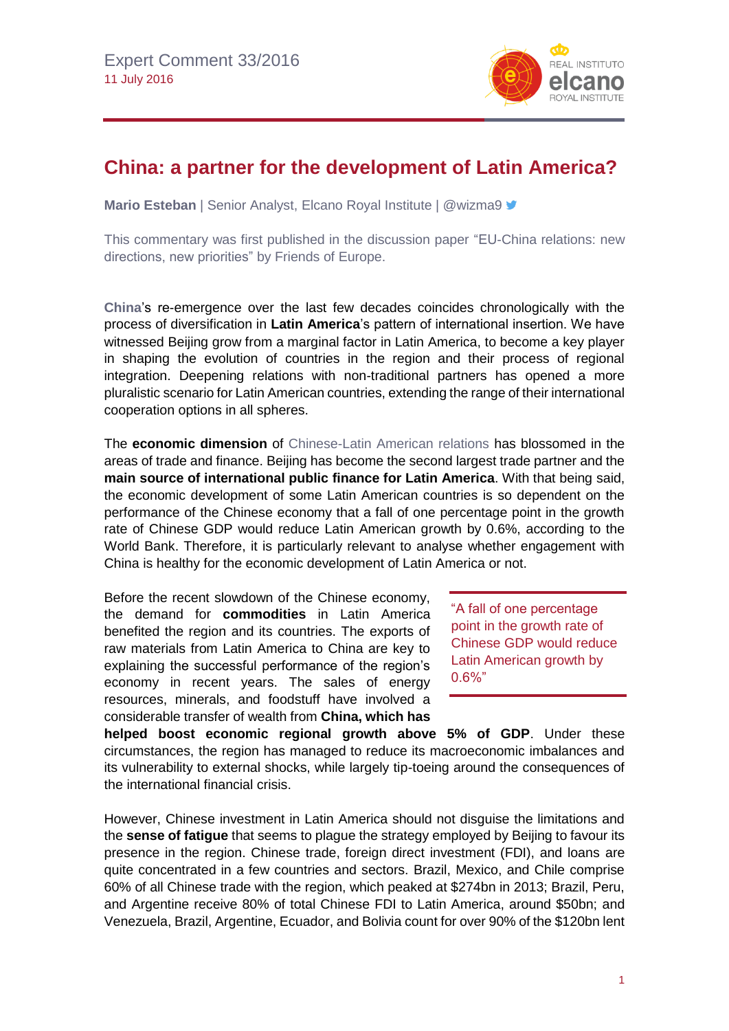Expert Comment 33/2016
11 July 2016

# China: a partner for the development of Latin America?

**Mario Esteban** | Senior Analyst, Elcano Royal Institute | @wizma9

This commentary was first published in the discussion paper "EU-China relations: new directions, new priorities" by Friends of Europe.

**China**'s re-emergence over the last few decades coincides chronologically with the process of diversification in **Latin America**'s pattern of international insertion. We have witnessed Beijing grow from a marginal factor in Latin America, to become a key player in shaping the evolution of countries in the region and their process of regional integration. Deepening relations with non-traditional partners has opened a more pluralistic scenario for Latin American countries, extending the range of their international cooperation options in all spheres.

The **economic dimension** of Chinese-Latin American relations has blossomed in the areas of trade and finance. Beijing has become the second largest trade partner and the **main source of international public finance for Latin America**. With that being said, the economic development of some Latin American countries is so dependent on the performance of the Chinese economy that a fall of one percentage point in the growth rate of Chinese GDP would reduce Latin American growth by 0.6%, according to the World Bank. Therefore, it is particularly relevant to analyse whether engagement with China is healthy for the economic development of Latin America or not.

> "A fall of one percentage point in the growth rate of Chinese GDP would reduce Latin American growth by 0.6%"

Before the recent slowdown of the Chinese economy, the demand for **commodities** in Latin America benefited the region and its countries. The exports of raw materials from Latin America to China are key to explaining the successful performance of the region's economy in recent years. The sales of energy resources, minerals, and foodstuff have involved a considerable transfer of wealth from **China, which has helped boost economic regional growth above 5% of GDP**. Under these circumstances, the region has managed to reduce its macroeconomic imbalances and its vulnerability to external shocks, while largely tip-toeing around the consequences of the international financial crisis.

However, Chinese investment in Latin America should not disguise the limitations and the **sense of fatigue** that seems to plague the strategy employed by Beijing to favour its presence in the region. Chinese trade, foreign direct investment (FDI), and loans are quite concentrated in a few countries and sectors. Brazil, Mexico, and Chile comprise 60% of all Chinese trade with the region, which peaked at $274bn in 2013; Brazil, Peru, and Argentine receive 80% of total Chinese FDI to Latin America, around $50bn; and Venezuela, Brazil, Argentine, Ecuador, and Bolivia count for over 90% of the $120bn lent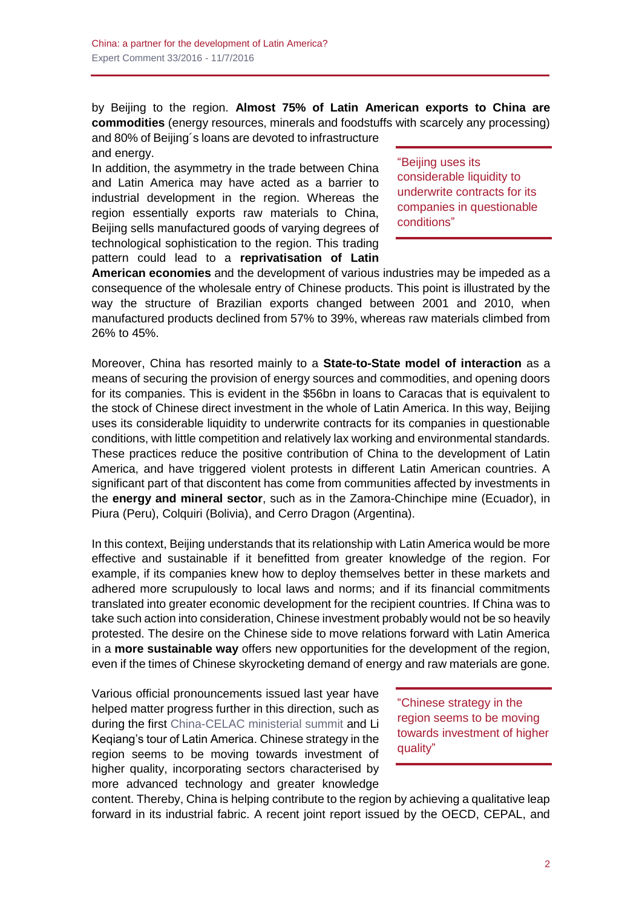by Beijing to the region. **Almost 75% of Latin American exports to China are commodities** (energy resources, minerals and foodstuffs with scarcely any processing) and 80% of Beijing´s loans are devoted to infrastructure and energy.

In addition, the asymmetry in the trade between China and Latin America may have acted as a barrier to industrial development in the region. Whereas the region essentially exports raw materials to China, Beijing sells manufactured goods of varying degrees of technological sophistication to the region. This trading pattern could lead to a **reprivatisation of Latin American economies** and the development of various industries may be impeded as a consequence of the wholesale entry of Chinese products. This point is illustrated by the way the structure of Brazilian exports changed between 2001 and 2010, when manufactured products declined from 57% to 39%, whereas raw materials climbed from 26% to 45%.

> "Beijing uses its considerable liquidity to underwrite contracts for its companies in questionable conditions"

Moreover, China has resorted mainly to a **State-to-State model of interaction** as a means of securing the provision of energy sources and commodities, and opening doors for its companies. This is evident in the $56bn in loans to Caracas that is equivalent to the stock of Chinese direct investment in the whole of Latin America. In this way, Beijing uses its considerable liquidity to underwrite contracts for its companies in questionable conditions, with little competition and relatively lax working and environmental standards. These practices reduce the positive contribution of China to the development of Latin America, and have triggered violent protests in different Latin American countries. A significant part of that discontent has come from communities affected by investments in the **energy and mineral sector**, such as in the Zamora-Chinchipe mine (Ecuador), in Piura (Peru), Colquiri (Bolivia), and Cerro Dragon (Argentina).

In this context, Beijing understands that its relationship with Latin America would be more effective and sustainable if it benefitted from greater knowledge of the region. For example, if its companies knew how to deploy themselves better in these markets and adhered more scrupulously to local laws and norms; and if its financial commitments translated into greater economic development for the recipient countries. If China was to take such action into consideration, Chinese investment probably would not be so heavily protested. The desire on the Chinese side to move relations forward with Latin America in a **more sustainable way** offers new opportunities for the development of the region, even if the times of Chinese skyrocketing demand of energy and raw materials are gone.

Various official pronouncements issued last year have helped matter progress further in this direction, such as during the first China-CELAC ministerial summit and Li Keqiang's tour of Latin America. Chinese strategy in the region seems to be moving towards investment of higher quality, incorporating sectors characterised by more advanced technology and greater knowledge content. Thereby, China is helping contribute to the region by achieving a qualitative leap forward in its industrial fabric. A recent joint report issued by the OECD, CEPAL, and

> "Chinese strategy in the region seems to be moving towards investment of higher quality"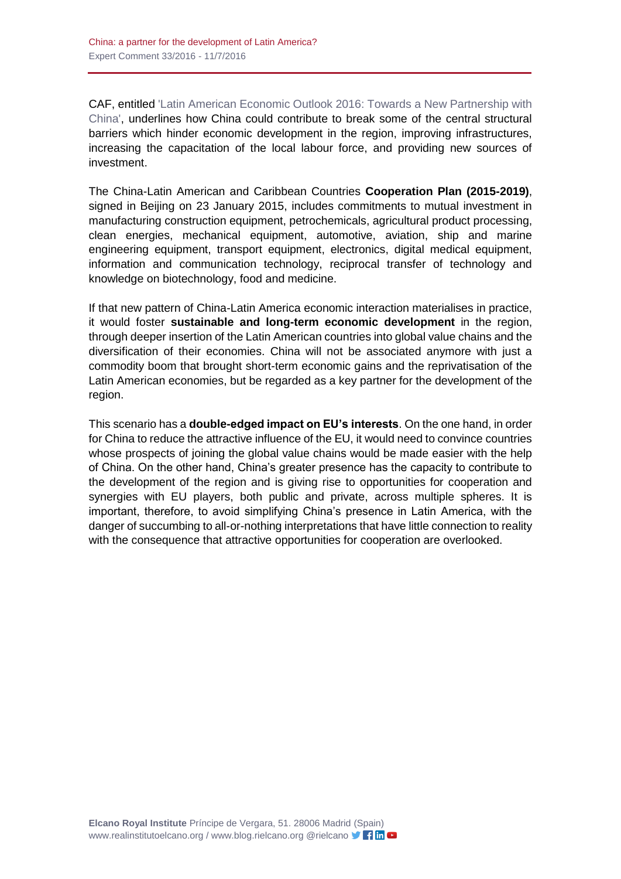CAF, entitled 'Latin American Economic Outlook 2016: Towards a New Partnership with China', underlines how China could contribute to break some of the central structural barriers which hinder economic development in the region, improving infrastructures, increasing the capacitation of the local labour force, and providing new sources of investment.

The China-Latin American and Caribbean Countries **Cooperation Plan (2015-2019)**, signed in Beijing on 23 January 2015, includes commitments to mutual investment in manufacturing construction equipment, petrochemicals, agricultural product processing, clean energies, mechanical equipment, automotive, aviation, ship and marine engineering equipment, transport equipment, electronics, digital medical equipment, information and communication technology, reciprocal transfer of technology and knowledge on biotechnology, food and medicine.

If that new pattern of China-Latin America economic interaction materialises in practice, it would foster **sustainable and long-term economic development** in the region, through deeper insertion of the Latin American countries into global value chains and the diversification of their economies. China will not be associated anymore with just a commodity boom that brought short-term economic gains and the reprivatisation of the Latin American economies, but be regarded as a key partner for the development of the region.

This scenario has a **double-edged impact on EU's interests**. On the one hand, in order for China to reduce the attractive influence of the EU, it would need to convince countries whose prospects of joining the global value chains would be made easier with the help of China. On the other hand, China's greater presence has the capacity to contribute to the development of the region and is giving rise to opportunities for cooperation and synergies with EU players, both public and private, across multiple spheres. It is important, therefore, to avoid simplifying China's presence in Latin America, with the danger of succumbing to all-or-nothing interpretations that have little connection to reality with the consequence that attractive opportunities for cooperation are overlooked.